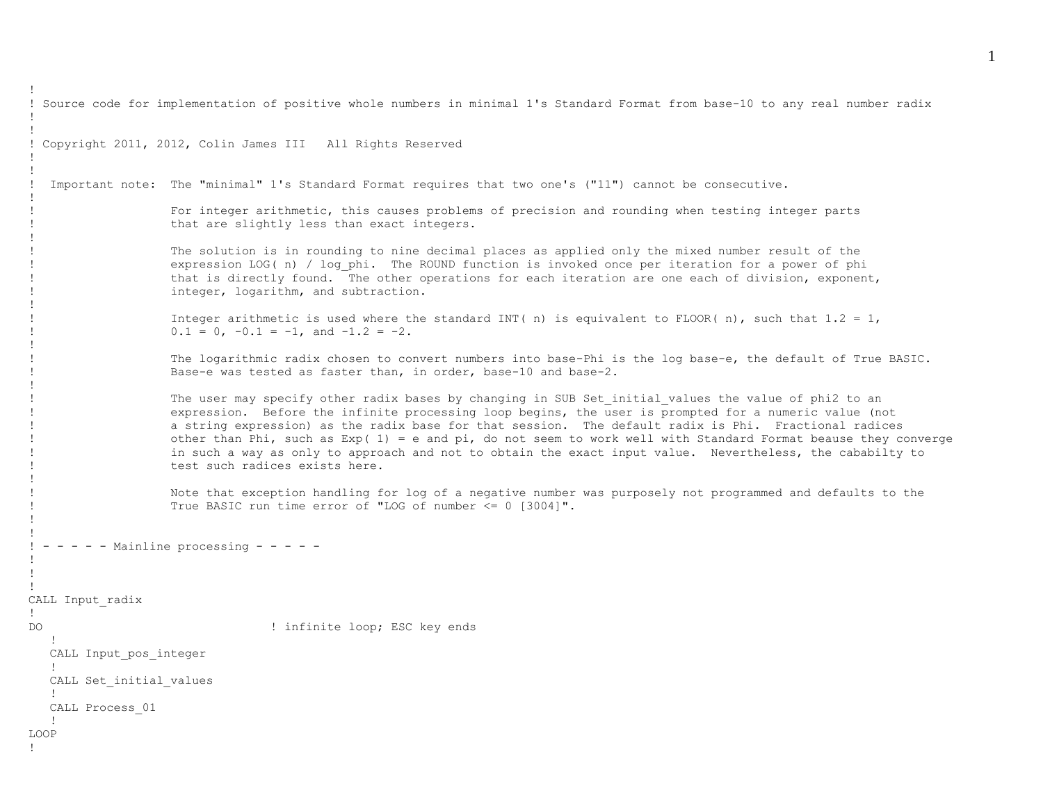```
!
! Source code for implementation of positive whole numbers in minimal 1's Standard Format from base-10 to any real number radix
!
!
! Copyright 2011, 2012, Colin James III   All Rights Reserved
!
!
!  Important note:  The "minimal" 1's Standard Format requires that two one's ("11") cannot be consecutive.
!
!                   For integer arithmetic, this causes problems of precision and rounding when testing integer parts
!                   that are slightly less than exact integers.
!
!                   The solution is in rounding to nine decimal places as applied only the mixed number result of the
!                   expression LOG( n) / log_phi.  The ROUND function is invoked once per iteration for a power of phi
!                   that is directly found.  The other operations for each iteration are one each of division, exponent,
!                   integer, logarithm, and subtraction.
!
!                   Integer arithmetic is used where the standard INT( n) is equivalent to FLOOR( n), such that 1.2 = 1,
!                   0.1 = 0, -0.1 = -1, and -1.2 = -2.
!
!                   The logarithmic radix chosen to convert numbers into base-Phi is the log base-e, the default of True BASIC.
!                   Base-e was tested as faster than, in order, base-10 and base-2.
!
!                   The user may specify other radix bases by changing in SUB Set_initial_values the value of phi2 to an
!                   expression.  Before the infinite processing loop begins, the user is prompted for a numeric value (not
!                   a string expression) as the radix base for that session.  The default radix is Phi.  Fractional radices
!                   other than Phi, such as Exp( 1) = e and pi, do not seem to work well with Standard Format beause they converge
!                   in such a way as only to approach and not to obtain the exact input value.  Nevertheless, the cababilty to
!                   test such radices exists here.
!
!                   Note that exception handling for log of a negative number was purposely not programmed and defaults to the
!                   True BASIC run time error of "LOG of number <= 0 [3004]".
!
!
! - - - - - Mainline processing - - - - -
!
!
!
CALL Input_radix
!
DO                                 ! infinite loop; ESC key ends
   !
   CALL Input_pos_integer
   !
   CALL Set_initial_values
   !
   CALL Process_01
   !
LOOP
!
```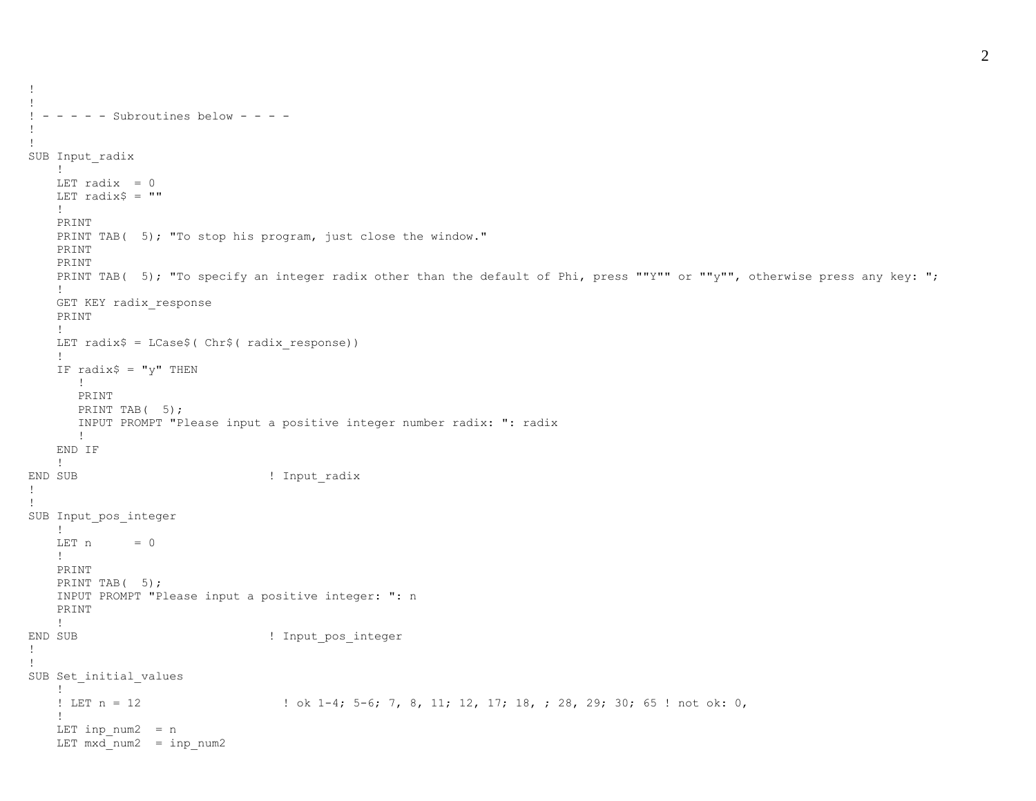```
!
!
! - - - - - Subroutines below - - - -
!
!
SUB Input_radix
    !
    LET radix  = 0
    LET radix$ = ""
    !
    PRINT
    PRINT TAB(  5); "To stop his program, just close the window."
    PRINT
    PRINT
    PRINT TAB(  5); "To specify an integer radix other than the default of Phi, press ""Y"" or ""y"", otherwise press any key: ";
    !
    GET KEY radix_response
    PRINT
    !
    LET radix$ = LCase$( Chr$( radix_response))
    !
    IF radix$ = "y" THEN
       !
       PRINT
       PRINT TAB(  5);
       INPUT PROMPT "Please input a positive integer number radix: ": radix
       !
    END IF
    !
END SUB                            ! Input_radix
!
!
SUB Input_pos_integer
    !
    LET n      = 0
    !
    PRINT
    PRINT TAB(  5);
    INPUT PROMPT "Please input a positive integer: ": n
    PRINT
    !
END SUB                            ! Input_pos_integer
!
!
SUB Set_initial_values
    !
    ! LET n = 12                     ! ok 1-4; 5-6; 7, 8, 11; 12, 17; 18, ; 28, 29; 30; 65 ! not ok: 0,
    !
    LET inp_num2  = n
    LET mxd_num2  = inp_num2
```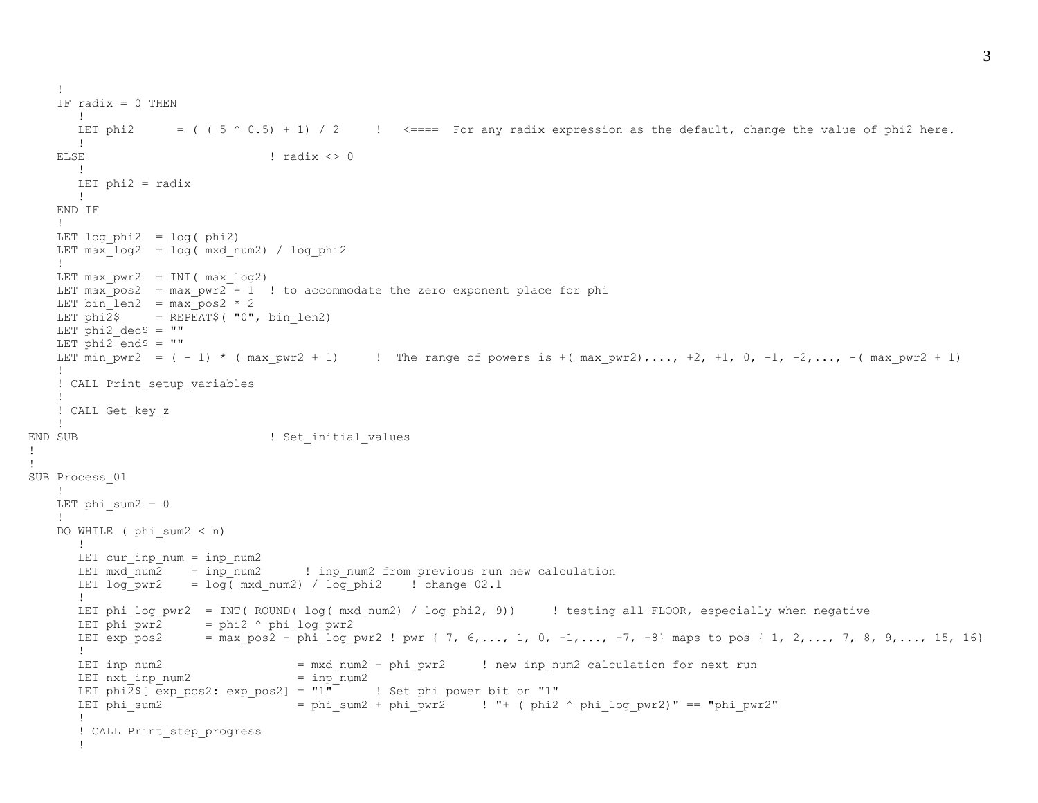```
    !
    IF radix = 0 THEN
       !
       LET phi2      = ( ( 5 ^ 0.5) + 1) / 2     !   <====  For any radix expression as the default, change the value of phi2 here.
       !
    ELSE                          ! radix <> 0
       !
       LET phi2 = radix
       !
    END IF
    !
    LET log_phi2  = log( phi2)
    LET max_log2  = log( mxd_num2) / log_phi2
    !
    LET max_pwr2  = INT( max_log2)
    LET max_pos2  = max_pwr2 + 1  ! to accommodate the zero exponent place for phi
    LET bin_len2  = max_pos2 * 2
    LET phi2$     = REPEAT$( "0", bin_len2)
    LET phi2_dec$ = ""
    LET phi2_end$ = ""
    LET min_pwr2  = ( - 1) * ( max_pwr2 + 1)     !  The range of powers is +( max_pwr2),..., +2, +1, 0, -1, -2,..., -( max_pwr2 + 1)
    !
    ! CALL Print_setup_variables
    !
    ! CALL Get_key_z
    !
END SUB                          ! Set_initial_values
!
!
SUB Process_01
    !
    LET phi_sum2 = 0
    !
    DO WHILE ( phi_sum2 < n)
       !
       LET cur_inp_num = inp_num2
       LET mxd_num2    = inp_num2      ! inp_num2 from previous run new calculation
       LET log_pwr2    = log( mxd_num2) / log_phi2    ! change 02.1
       !
       LET phi_log_pwr2  = INT( ROUND( log( mxd_num2) / log_phi2, 9))     ! testing all FLOOR, especially when negative
       LET phi_pwr2      = phi2 ^ phi_log_pwr2
       LET exp_pos2      = max_pos2 - phi_log_pwr2 ! pwr { 7, 6,..., 1, 0, -1,..., -7, -8} maps to pos { 1, 2,..., 7, 8, 9,..., 15, 16}
       !
       LET inp_num2                    = mxd_num2 - phi_pwr2     ! new inp_num2 calculation for next run
       LET nxt_inp_num2                = inp_num2
       LET phi2$[ exp_pos2: exp_pos2] = "1"      ! Set phi power bit on "1"
       LET phi_sum2                    = phi_sum2 + phi_pwr2     ! "+ ( phi2 ^ phi_log_pwr2)" == "phi_pwr2"
       !
       ! CALL Print_step_progress
       !
```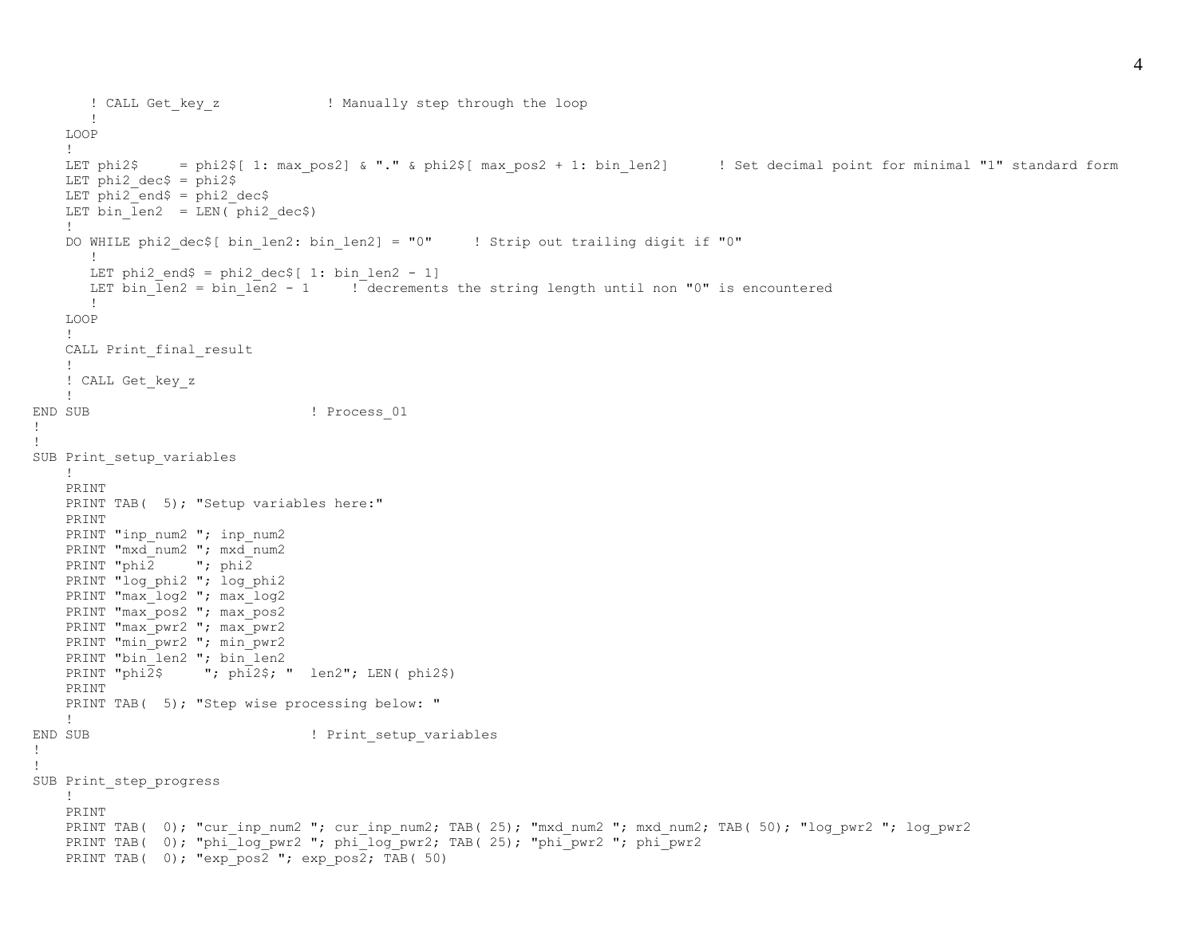```
      ! CALL Get_key_z              ! Manually step through the loop
      !
    LOOP
    !
    LET phi2$     = phi2$[ 1: max_pos2] & "." & phi2$[ max_pos2 + 1: bin_len2]      ! Set decimal point for minimal "1" standard form
    LET phi2_dec$ = phi2$
    LET phi2_end$ = phi2_dec$
    LET bin_len2  = LEN( phi2_dec$)
    !
    DO WHILE phi2_dec$[ bin_len2: bin_len2] = "0"     ! Strip out trailing digit if "0"
       !
       LET phi2_end$ = phi2_dec$[ 1: bin_len2 - 1]
       LET bin_len2 = bin_len2 - 1     ! decrements the string length until non "0" is encountered
       !
    LOOP
    !
    CALL Print_final_result
    !
    ! CALL Get_key_z
    !
END SUB                          ! Process_01
!
!
SUB Print_setup_variables
    !
    PRINT
    PRINT TAB(  5); "Setup variables here:"
    PRINT
    PRINT "inp_num2 "; inp_num2
    PRINT "mxd_num2 "; mxd_num2
    PRINT "phi2     "; phi2
    PRINT "log_phi2 "; log_phi2
    PRINT "max_log2 "; max_log2
    PRINT "max_pos2 "; max_pos2
    PRINT "max_pwr2 "; max_pwr2
    PRINT "min_pwr2 "; min_pwr2
    PRINT "bin_len2 "; bin_len2
    PRINT "phi2$     "; phi2$; "  len2"; LEN( phi2$)
    PRINT
    PRINT TAB(  5); "Step wise processing below: "
    !
END SUB                          ! Print_setup_variables
!
!
SUB Print_step_progress
    !
    PRINT
    PRINT TAB(  0); "cur_inp_num2 "; cur_inp_num2; TAB( 25); "mxd_num2 "; mxd_num2; TAB( 50); "log_pwr2 "; log_pwr2
    PRINT TAB(  0); "phi_log_pwr2 "; phi_log_pwr2; TAB( 25); "phi_pwr2 "; phi_pwr2
    PRINT TAB(  0); "exp_pos2 "; exp_pos2; TAB( 50)
```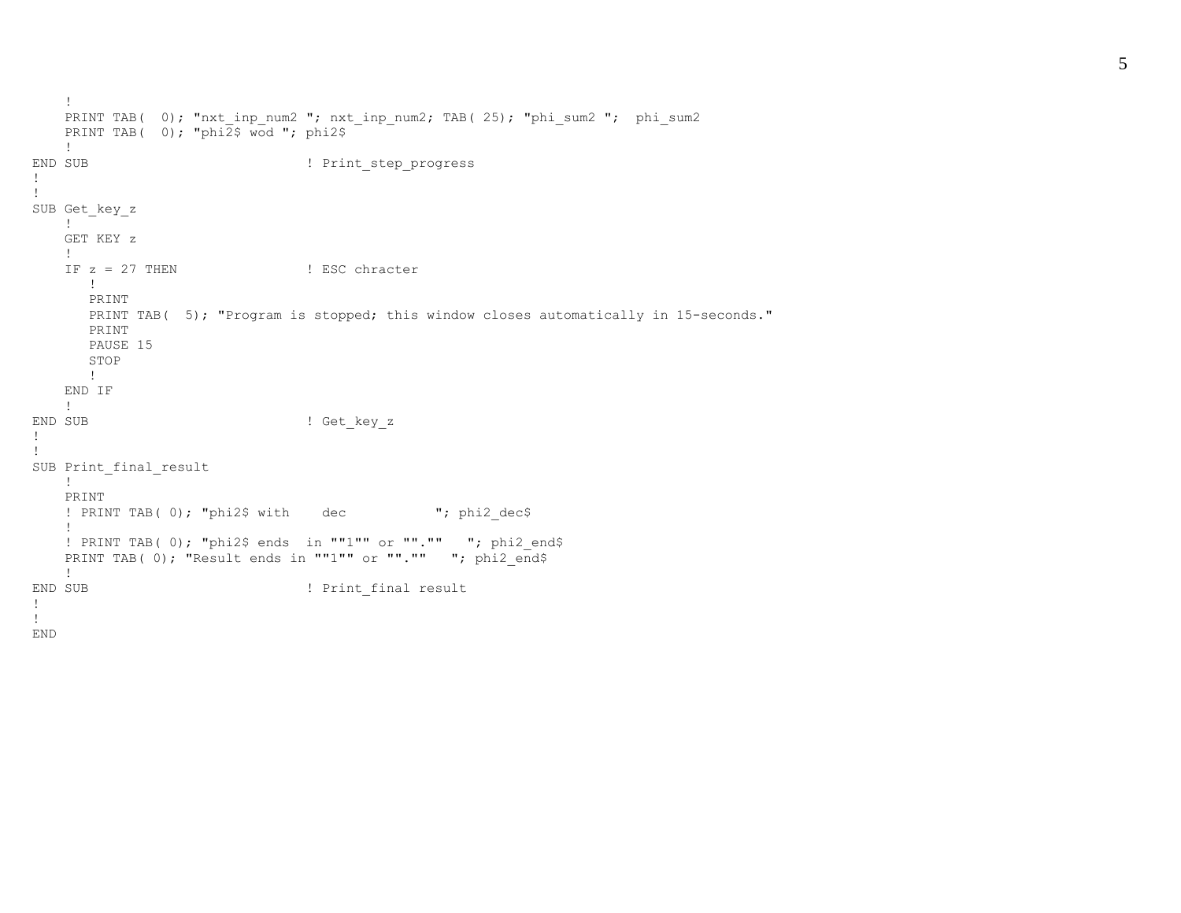```
    !
    PRINT TAB(  0); "nxt_inp_num2 "; nxt_inp_num2; TAB( 25); "phi_sum2 ";  phi_sum2
    PRINT TAB(  0); "phi2$ wod "; phi2$
    !
END SUB                          ! Print_step_progress
!
!
SUB Get_key_z
    !
    GET KEY z
    !
    IF z = 27 THEN               ! ESC chracter
       !
       PRINT
       PRINT TAB(  5); "Program is stopped; this window closes automatically in 15-seconds."
       PRINT
       PAUSE 15
       STOP
       !
    END IF
    !
END SUB                          ! Get_key_z
!
!
SUB Print_final_result
    !
    PRINT
    ! PRINT TAB( 0); "phi2$ with    dec           "; phi2_dec$
    !
    ! PRINT TAB( 0); "phi2$ ends  in ""1"" or "".""   "; phi2_end$
    PRINT TAB( 0); "Result ends in ""1"" or "".""   "; phi2_end$
    !
END SUB                          ! Print_final result
!
!
END
```